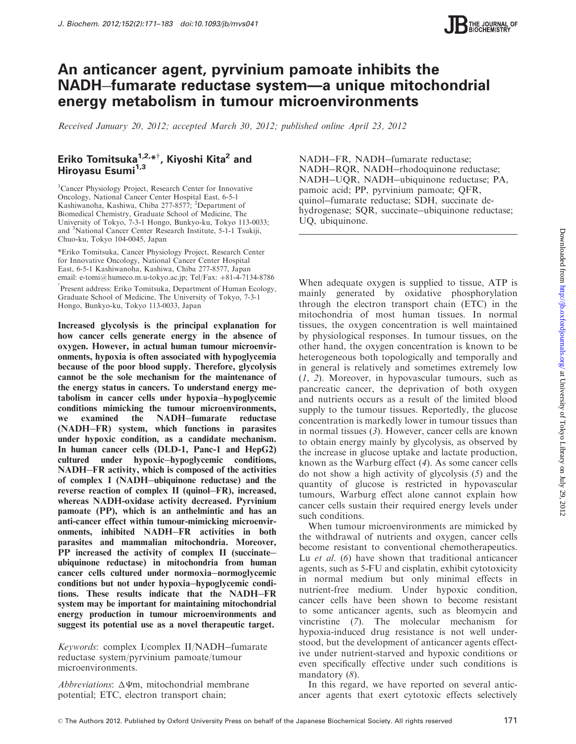# An anticancer agent, pyrvinium pamoate inhibits the NADH–fumarate reductase system—a unique mitochondrial energy metabolism in tumour microenvironments

*Received January 20, 2012; accepted March 30, 2012; published online April 23, 2012*

## Eriko Tomitsuka[1,2,*,†], Kiyoshi Kita[2] and Hiroyasu Esumi[1,3]

[1]Cancer Physiology Project, Research Center for Innovative Oncology, National Cancer Center Hospital East, 6-5-1 Kashiwanoha, Kashiwa, Chiba 277-8577; [2]Department of Biomedical Chemistry, Graduate School of Medicine, The University of Tokyo, 7-3-1 Hongo, Bunkyo-ku, Tokyo 113-0033; and [3]National Cancer Center Research Institute, 5-1-1 Tsukiji, Chuo-ku, Tokyo 104-0045, Japan

*Eriko Tomitsuka, Cancer Physiology Project, Research Center for Innovative Oncology, National Cancer Center Hospital East, 6-5-1 Kashiwanoha, Kashiwa, Chiba 277-8577, Japan email: e-tomi@humeco.m.u-tokyo.ac.jp; Tel/Fax: +81-4-7134-8786

†Present address: Eriko Tomitsuka, Department of Human Ecology, Graduate School of Medicine, The University of Tokyo, 7-3-1 Hongo, Bunkyo-ku, Tokyo 113-0033, Japan

**Increased glycolysis is the principal explanation for how cancer cells generate energy in the absence of oxygen. However, in actual human tumour microenvironments, hypoxia is often associated with hypoglycemia because of the poor blood supply. Therefore, glycolysis cannot be the sole mechanism for the maintenance of the energy status in cancers. To understand energy metabolism in cancer cells under hypoxia–hypoglycemic conditions mimicking the tumour microenvironments, we examined the NADH–fumarate reductase (NADH–FR) system, which functions in parasites under hypoxic condition, as a candidate mechanism. In human cancer cells (DLD-1, Panc-1 and HepG2) cultured under hypoxic–hypoglycemic conditions, NADH–FR activity, which is composed of the activities of complex I (NADH–ubiquinone reductase) and the reverse reaction of complex II (quinol–FR), increased, whereas NADH-oxidase activity decreased. Pyrvinium pamoate (PP), which is an anthelmintic and has an anti-cancer effect within tumour-mimicking microenvironments, inhibited NADH–FR activities in both parasites and mammalian mitochondria. Moreover, PP increased the activity of complex II (succinate–ubiquinone reductase) in mitochondria from human cancer cells cultured under normoxia–normoglycemic conditions but not under hypoxia–hypoglycemic conditions. These results indicate that the NADH–FR system may be important for maintaining mitochondrial energy production in tumour microenvironments and suggest its potential use as a novel therapeutic target.**

*Keywords*: complex I/complex II/NADH–fumarate reductase system/pyrvinium pamoate/tumour microenvironments.

*Abbreviations*: ΔΨm, mitochondrial membrane potential; ETC, electron transport chain; NADH–FR, NADH–fumarate reductase; NADH–RQR, NADH–rhodoquinone reductase; NADH–UQR, NADH–ubiquinone reductase; PA, pamoic acid; PP, pyrvinium pamoate; QFR, quinol–fumarate reductase; SDH, succinate dehydrogenase; SQR, succinate–ubiquinone reductase; UQ, ubiquinone.

When adequate oxygen is supplied to tissue, ATP is mainly generated by oxidative phosphorylation through the electron transport chain (ETC) in the mitochondria of most human tissues. In normal tissues, the oxygen concentration is well maintained by physiological responses. In tumour tissues, on the other hand, the oxygen concentration is known to be heterogeneous both topologically and temporally and in general is relatively and sometimes extremely low (*1*, *2*). Moreover, in hypovascular tumours, such as pancreatic cancer, the deprivation of both oxygen and nutrients occurs as a result of the limited blood supply to the tumour tissues. Reportedly, the glucose concentration is markedly lower in tumour tissues than in normal tissues (*3*). However, cancer cells are known to obtain energy mainly by glycolysis, as observed by the increase in glucose uptake and lactate production, known as the Warburg effect (*4*). As some cancer cells do not show a high activity of glycolysis (*5*) and the quantity of glucose is restricted in hypovascular tumours, Warburg effect alone cannot explain how cancer cells sustain their required energy levels under such conditions.

When tumour microenvironments are mimicked by the withdrawal of nutrients and oxygen, cancer cells become resistant to conventional chemotherapeutics. Lu *et al.* (*6*) have shown that traditional anticancer agents, such as 5-FU and cisplatin, exhibit cytotoxicity in normal medium but only minimal effects in nutrient-free medium. Under hypoxic condition, cancer cells have been shown to become resistant to some anticancer agents, such as bleomycin and vincristine (*7*). The molecular mechanism for hypoxia-induced drug resistance is not well understood, but the development of anticancer agents effective under nutrient-starved and hypoxic conditions or even specifically effective under such conditions is mandatory (*8*).

In this regard, we have reported on several anticancer agents that exert cytotoxic effects selectively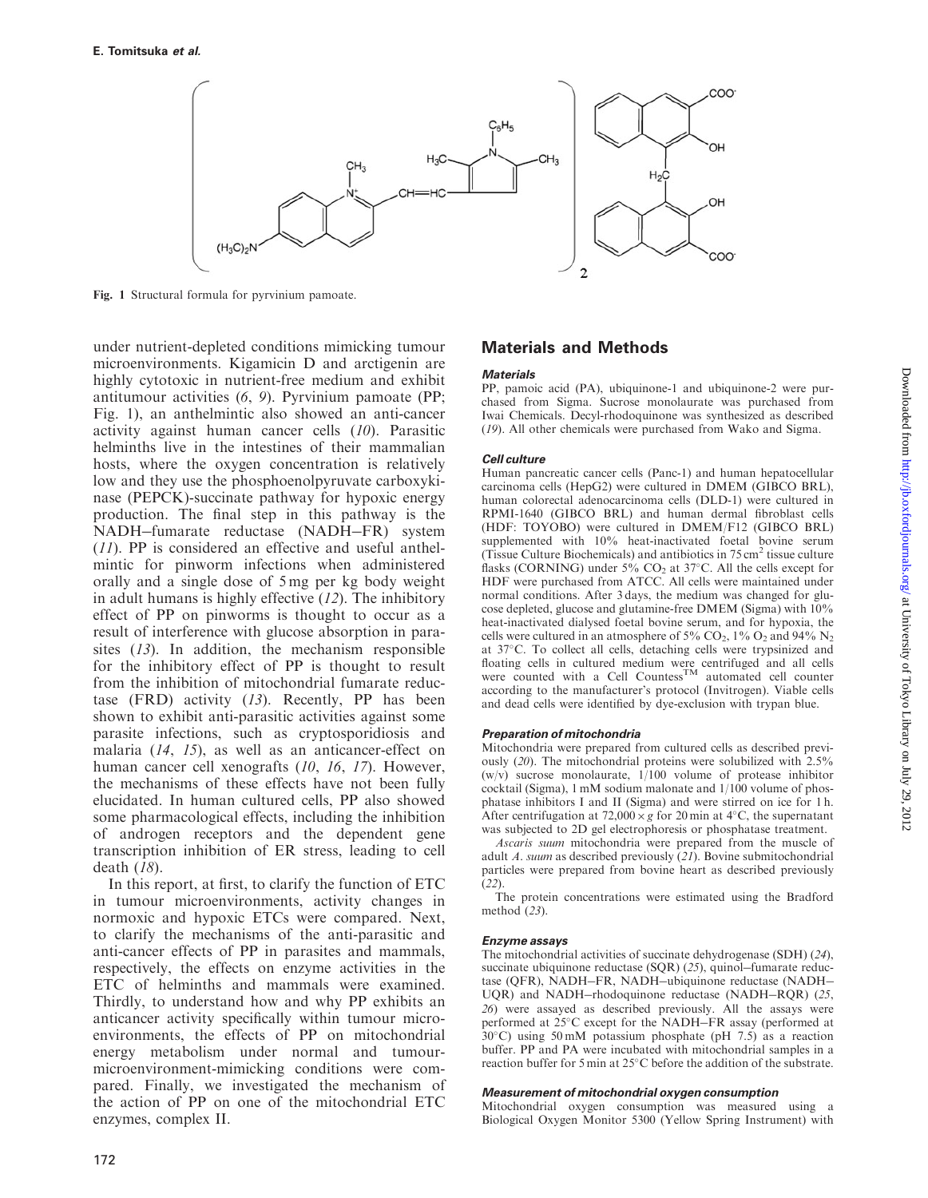Fig. 1 Structural formula for pyrvinium pamoate.

under nutrient-depleted conditions mimicking tumour microenvironments. Kigamicin D and arctigenin are highly cytotoxic in nutrient-free medium and exhibit antitumour activities (6, 9). Pyrvinium pamoate (PP; Fig. 1), an anthelmintic also showed an anti-cancer activity against human cancer cells (10). Parasitic helminths live in the intestines of their mammalian hosts, where the oxygen concentration is relatively low and they use the phosphoenolpyruvate carboxykinase (PEPCK)-succinate pathway for hypoxic energy production. The final step in this pathway is the NADH–fumarate reductase (NADH–FR) system (11). PP is considered an effective and useful anthelmintic for pinworm infections when administered orally and a single dose of 5 mg per kg body weight in adult humans is highly effective (12). The inhibitory effect of PP on pinworms is thought to occur as a result of interference with glucose absorption in parasites (13). In addition, the mechanism responsible for the inhibitory effect of PP is thought to result from the inhibition of mitochondrial fumarate reductase (FRD) activity (13). Recently, PP has been shown to exhibit anti-parasitic activities against some parasite infections, such as cryptosporidiosis and malaria (14, 15), as well as an anticancer-effect on human cancer cell xenografts (10, 16, 17). However, the mechanisms of these effects have not been fully elucidated. In human cultured cells, PP also showed some pharmacological effects, including the inhibition of androgen receptors and the dependent gene transcription inhibition of ER stress, leading to cell death (18).

In this report, at first, to clarify the function of ETC in tumour microenvironments, activity changes in normoxic and hypoxic ETCs were compared. Next, to clarify the mechanisms of the anti-parasitic and anti-cancer effects of PP in parasites and mammals, respectively, the effects on enzyme activities in the ETC of helminths and mammals were examined. Thirdly, to understand how and why PP exhibits an anticancer activity specifically within tumour microenvironments, the effects of PP on mitochondrial energy metabolism under normal and tumour-microenvironment-mimicking conditions were compared. Finally, we investigated the mechanism of the action of PP on one of the mitochondrial ETC enzymes, complex II.

## Materials and Methods

### *Materials*

PP, pamoic acid (PA), ubiquinone-1 and ubiquinone-2 were purchased from Sigma. Sucrose monolaurate was purchased from Iwai Chemicals. Decyl-rhodoquinone was synthesized as described (19). All other chemicals were purchased from Wako and Sigma.

### *Cell culture*

Human pancreatic cancer cells (Panc-1) and human hepatocellular carcinoma cells (HepG2) were cultured in DMEM (GIBCO BRL), human colorectal adenocarcinoma cells (DLD-1) were cultured in RPMI-1640 (GIBCO BRL) and human dermal fibroblast cells (HDF: TOYOBO) were cultured in DMEM/F12 (GIBCO BRL) supplemented with 10% heat-inactivated foetal bovine serum (Tissue Culture Biochemicals) and antibiotics in 75 $cm^2$ tissue culture flasks (CORNING) under 5% $CO_2$ at 37°C. All the cells except for HDF were purchased from ATCC. All cells were maintained under normal conditions. After 3 days, the medium was changed for glucose depleted, glucose and glutamine-free DMEM (Sigma) with 10% heat-inactivated dialysed foetal bovine serum, and for hypoxia, the cells were cultured in an atmosphere of 5% $CO_2$, 1% $O_2$ and 94% $N_2$ at 37°C. To collect all cells, detaching cells were trypsinized and floating cells in cultured medium were centrifuged and all cells were counted with a Cell Countess™ automated cell counter according to the manufacturer's protocol (Invitrogen). Viable cells and dead cells were identified by dye-exclusion with trypan blue.

### *Preparation of mitochondria*

Mitochondria were prepared from cultured cells as described previously (20). The mitochondrial proteins were solubilized with 2.5% (w/v) sucrose monolaurate, 1/100 volume of protease inhibitor cocktail (Sigma), 1 mM sodium malonate and 1/100 volume of phosphatase inhibitors I and II (Sigma) and were stirred on ice for 1 h. After centrifugation at 72,000 × *g* for 20 min at 4°C, the supernatant was subjected to 2D gel electrophoresis or phosphatase treatment.

*Ascaris suum* mitochondria were prepared from the muscle of adult *A. suum* as described previously (21). Bovine submitochondrial particles were prepared from bovine heart as described previously (22).

The protein concentrations were estimated using the Bradford method (23).

### *Enzyme assays*

The mitochondrial activities of succinate dehydrogenase (SDH) (24), succinate ubiquinone reductase (SQR) (25), quinol–fumarate reductase (QFR), NADH–FR, NADH–ubiquinone reductase (NADH–UQR) and NADH–rhodoquinone reductase (NADH–RQR) (25, 26) were assayed as described previously. All the assays were performed at 25°C except for the NADH–FR assay (performed at 30°C) using 50 mM potassium phosphate (pH 7.5) as a reaction buffer. PP and PA were incubated with mitochondrial samples in a reaction buffer for 5 min at 25°C before the addition of the substrate.

### *Measurement of mitochondrial oxygen consumption*

Mitochondrial oxygen consumption was measured using a Biological Oxygen Monitor 5300 (Yellow Spring Instrument) with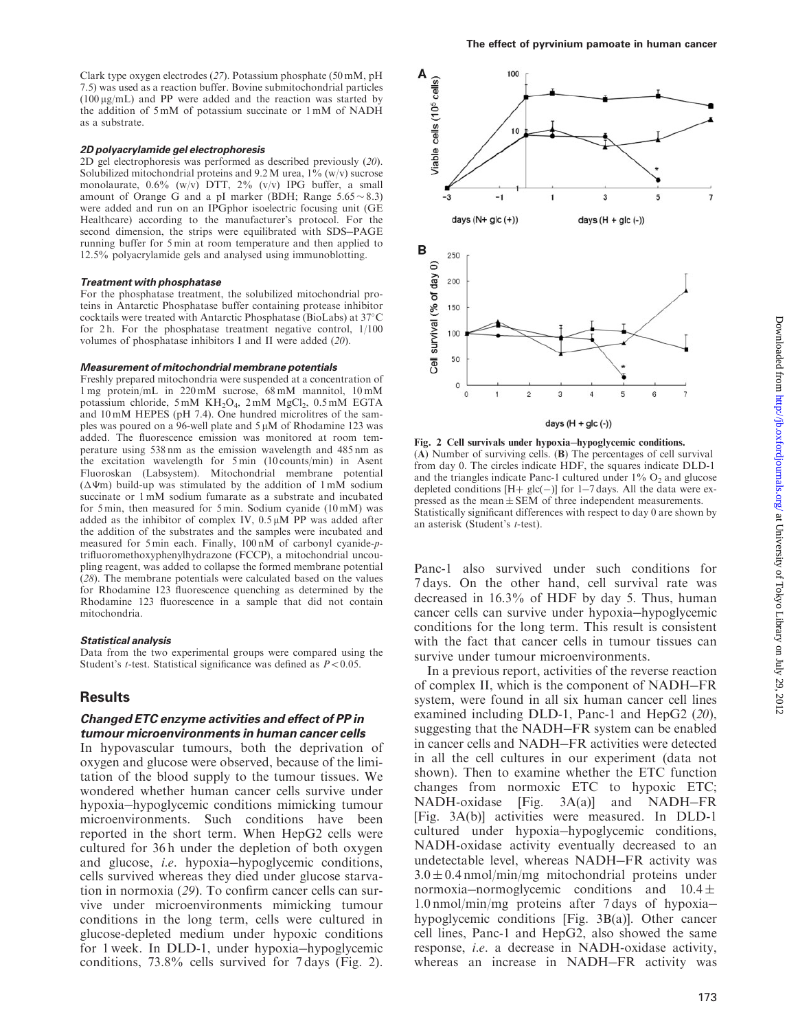Clark type oxygen electrodes (27). Potassium phosphate (50 mM, pH 7.5) was used as a reaction buffer. Bovine submitochondrial particles (100 μg/mL) and PP were added and the reaction was started by the addition of 5 mM of potassium succinate or 1 mM of NADH as a substrate.

#### 2D polyacrylamide gel electrophoresis

2D gel electrophoresis was performed as described previously (20). Solubilized mitochondrial proteins and 9.2 M urea, 1% (w/v) sucrose monolaurate, 0.6% (w/v) DTT, 2% (v/v) IPG buffer, a small amount of Orange G and a pI marker (BDH; Range 5.65 ~ 8.3) were added and run on an IPGphor isoelectric focusing unit (GE Healthcare) according to the manufacturer's protocol. For the second dimension, the strips were equilibrated with SDS–PAGE running buffer for 5 min at room temperature and then applied to 12.5% polyacrylamide gels and analysed using immunoblotting.

#### Treatment with phosphatase

For the phosphatase treatment, the solubilized mitochondrial proteins in Antarctic Phosphatase buffer containing protease inhibitor cocktails were treated with Antarctic Phosphatase (BioLabs) at 37°C for 2 h. For the phosphatase treatment negative control, 1/100 volumes of phosphatase inhibitors I and II were added (20).

#### Measurement of mitochondrial membrane potentials

Freshly prepared mitochondria were suspended at a concentration of 1 mg protein/mL in 220 mM sucrose, 68 mM mannitol, 10 mM potassium chloride, 5 mM $KH_2O_4$, 2 mM $MgCl_2$, 0.5 mM EGTA and 10 mM HEPES (pH 7.4). One hundred microlitres of the samples was poured on a 96-well plate and 5 μM of Rhodamine 123 was added. The fluorescence emission was monitored at room temperature using 538 nm as the emission wavelength and 485 nm as the excitation wavelength for 5 min (10 counts/min) in Asent Fluoroskan (Labsystem). Mitochondrial membrane potential ($\Delta\Psi$m) build-up was stimulated by the addition of 1 mM sodium succinate or 1 mM sodium fumarate as a substrate and incubated for 5 min, then measured for 5 min. Sodium cyanide (10 mM) was added as the inhibitor of complex IV, 0.5 μM PP was added after the addition of the substrates and the samples were incubated and measured for 5 min each. Finally, 100 nM of carbonyl cyanide-*p*-trifluoromethoxyphenylhydrazone (FCCP), a mitochondrial uncoupling reagent, was added to collapse the formed membrane potential (28). The membrane potentials were calculated based on the values for Rhodamine 123 fluorescence quenching as determined by the Rhodamine 123 fluorescence in a sample that did not contain mitochondria.

#### Statistical analysis

Data from the two experimental groups were compared using the Student's *t*-test. Statistical significance was defined as $P < 0.05$.

## Results

### Changed ETC enzyme activities and effect of PP in tumour microenvironments in human cancer cells

In hypovascular tumours, both the deprivation of oxygen and glucose were observed, because of the limitation of the blood supply to the tumour tissues. We wondered whether human cancer cells survive under hypoxia–hypoglycemic conditions mimicking tumour microenvironments. Such conditions have been reported in the short term. When HepG2 cells were cultured for 36 h under the depletion of both oxygen and glucose, *i.e.* hypoxia–hypoglycemic conditions, cells survived whereas they died under glucose starvation in normoxia (29). To confirm cancer cells can survive under microenvironments mimicking tumour conditions in the long term, cells were cultured in glucose-depleted medium under hypoxic conditions for 1 week. In DLD-1, under hypoxia–hypoglycemic conditions, 73.8% cells survived for 7 days (Fig. 2).

**Fig. 2 Cell survivals under hypoxia–hypoglycemic conditions.** (**A**) Number of surviving cells. (**B**) The percentages of cell survival from day 0. The circles indicate HDF, the squares indicate DLD-1 and the triangles indicate Panc-1 cultured under 1% $O_2$ and glucose depleted conditions [H+ glc(−)] for 1–7 days. All the data were expressed as the mean ± SEM of three independent measurements. Statistically significant differences with respect to day 0 are shown by an asterisk (Student's *t*-test).

Panc-1 also survived under such conditions for 7 days. On the other hand, cell survival rate was decreased in 16.3% of HDF by day 5. Thus, human cancer cells can survive under hypoxia–hypoglycemic conditions for the long term. This result is consistent with the fact that cancer cells in tumour tissues can survive under tumour microenvironments.

In a previous report, activities of the reverse reaction of complex II, which is the component of NADH–FR system, were found in all six human cancer cell lines examined including DLD-1, Panc-1 and HepG2 (20), suggesting that the NADH–FR system can be enabled in cancer cells and NADH–FR activities were detected in all the cell cultures in our experiment (data not shown). Then to examine whether the ETC function changes from normoxic ETC to hypoxic ETC; NADH-oxidase [Fig. 3A(a)] and NADH–FR [Fig. 3A(b)] activities were measured. In DLD-1 cultured under hypoxia–hypoglycemic conditions, NADH-oxidase activity eventually decreased to an undetectable level, whereas NADH–FR activity was 3.0 ± 0.4 nmol/min/mg mitochondrial proteins under normoxia–normoglycemic conditions and 10.4 ± 1.0 nmol/min/mg proteins after 7 days of hypoxia–hypoglycemic conditions [Fig. 3B(a)]. Other cancer cell lines, Panc-1 and HepG2, also showed the same response, *i.e.* a decrease in NADH-oxidase activity, whereas an increase in NADH–FR activity was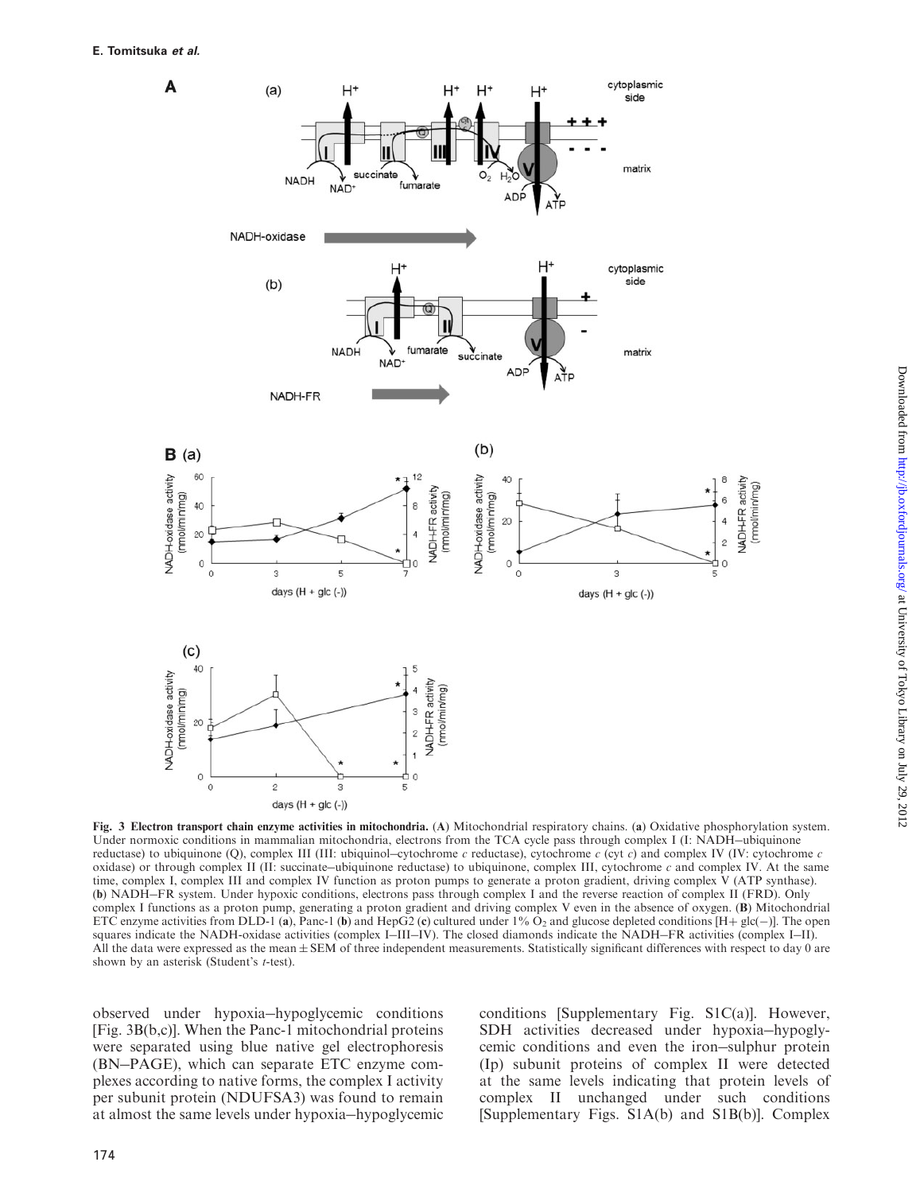**Fig. 3 Electron transport chain enzyme activities in mitochondria.** (**A**) Mitochondrial respiratory chains. (**a**) Oxidative phosphorylation system. Under normoxic conditions in mammalian mitochondria, electrons from the TCA cycle pass through complex I (I: NADH–ubiquinone reductase) to ubiquinone (Q), complex III (III: ubiquinol–cytochrome *c* reductase), cytochrome *c* (cyt *c*) and complex IV (IV: cytochrome *c* oxidase) or through complex II (II: succinate–ubiquinone reductase) to ubiquinone, complex III, cytochrome *c* and complex IV. At the same time, complex I, complex III and complex IV function as proton pumps to generate a proton gradient, driving complex V (ATP synthase). (**b**) NADH–FR system. Under hypoxic conditions, electrons pass through complex I and the reverse reaction of complex II (FRD). Only complex I functions as a proton pump, generating a proton gradient and driving complex V even in the absence of oxygen. (**B**) Mitochondrial ETC enzyme activities from DLD-1 (**a**), Panc-1 (**b**) and HepG2 (**c**) cultured under 1% $O_2$ and glucose depleted conditions [H+ glc(−)]. The open squares indicate the NADH-oxidase activities (complex I–III–IV). The closed diamonds indicate the NADH–FR activities (complex I–II). All the data were expressed as the mean ± SEM of three independent measurements. Statistically significant differences with respect to day 0 are shown by an asterisk (Student's *t*-test).

observed under hypoxia–hypoglycemic conditions [Fig. 3B(b,c)]. When the Panc-1 mitochondrial proteins were separated using blue native gel electrophoresis (BN–PAGE), which can separate ETC enzyme complexes according to native forms, the complex I activity per subunit protein (NDUFSA3) was found to remain at almost the same levels under hypoxia–hypoglycemic conditions [Supplementary Fig. S1C(a)]. However, SDH activities decreased under hypoxia–hypoglycemic conditions and even the iron–sulphur protein (Ip) subunit proteins of complex II were detected at the same levels indicating that protein levels of complex II unchanged under such conditions [Supplementary Figs. S1A(b) and S1B(b)]. Complex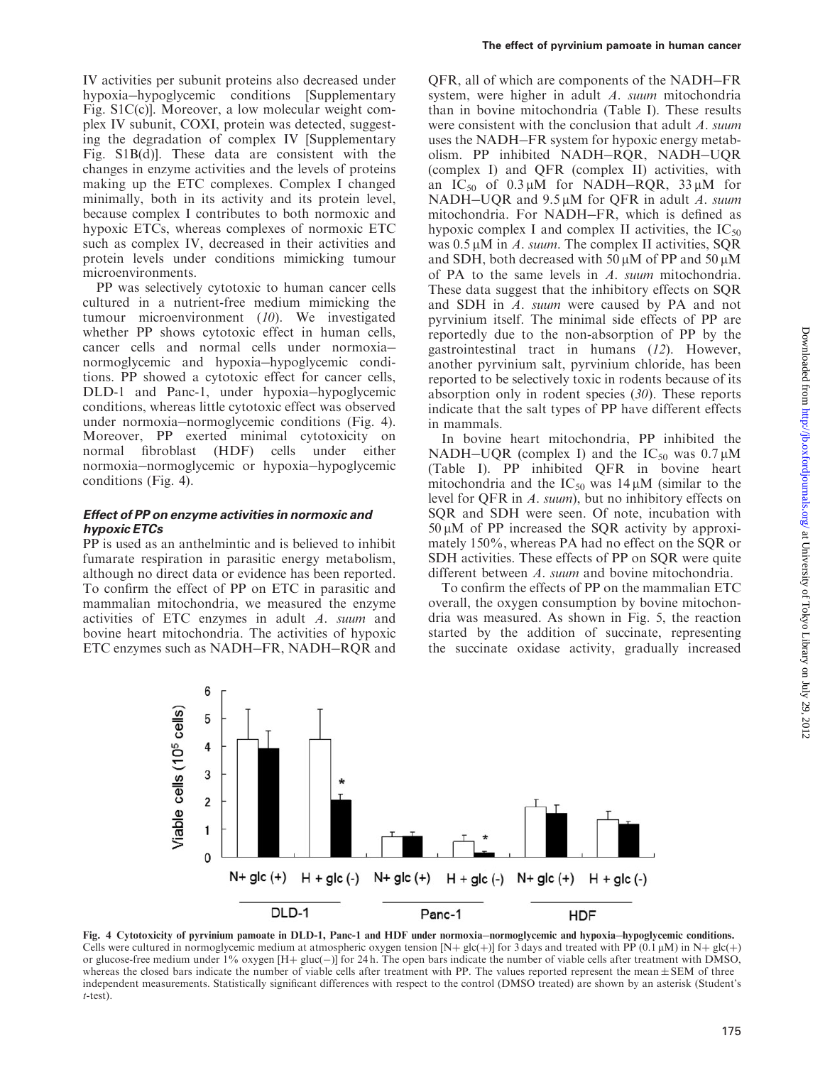IV activities per subunit proteins also decreased under hypoxia–hypoglycemic conditions [Supplementary Fig. S1C(c)]. Moreover, a low molecular weight complex IV subunit, COXI, protein was detected, suggesting the degradation of complex IV [Supplementary Fig. S1B(d)]. These data are consistent with the changes in enzyme activities and the levels of proteins making up the ETC complexes. Complex I changed minimally, both in its activity and its protein level, because complex I contributes to both normoxic and hypoxic ETCs, whereas complexes of normoxic ETC such as complex IV, decreased in their activities and protein levels under conditions mimicking tumour microenvironments.

PP was selectively cytotoxic to human cancer cells cultured in a nutrient-free medium mimicking the tumour microenvironment (10). We investigated whether PP shows cytotoxic effect in human cells, cancer cells and normal cells under normoxia–normoglycemic and hypoxia–hypoglycemic conditions. PP showed a cytotoxic effect for cancer cells, DLD-1 and Panc-1, under hypoxia–hypoglycemic conditions, whereas little cytotoxic effect was observed under normoxia–normoglycemic conditions (Fig. 4). Moreover, PP exerted minimal cytotoxicity on normal fibroblast (HDF) cells under either normoxia–normoglycemic or hypoxia–hypoglycemic conditions (Fig. 4).

### *Effect of PP on enzyme activities in normoxic and hypoxic ETCs*

PP is used as an anthelmintic and is believed to inhibit fumarate respiration in parasitic energy metabolism, although no direct data or evidence has been reported. To confirm the effect of PP on ETC in parasitic and mammalian mitochondria, we measured the enzyme activities of ETC enzymes in adult *A. suum* and bovine heart mitochondria. The activities of hypoxic ETC enzymes such as NADH–FR, NADH–RQR and QFR, all of which are components of the NADH–FR system, were higher in adult *A. suum* mitochondria than in bovine mitochondria (Table I). These results were consistent with the conclusion that adult *A. suum* uses the NADH–FR system for hypoxic energy metabolism. PP inhibited NADH–RQR, NADH–UQR (complex I) and QFR (complex II) activities, with an $IC_{50}$ of 0.3 μM for NADH–RQR, 33 μM for NADH–UQR and 9.5 μM for QFR in adult *A. suum* mitochondria. For NADH–FR, which is defined as hypoxic complex I and complex II activities, the $IC_{50}$ was 0.5 μM in *A. suum*. The complex II activities, SQR and SDH, both decreased with 50 μM of PP and 50 μM of PA to the same levels in *A. suum* mitochondria. These data suggest that the inhibitory effects on SQR and SDH in *A. suum* were caused by PA and not pyrvinium itself. The minimal side effects of PP are reportedly due to the non-absorption of PP by the gastrointestinal tract in humans (12). However, another pyrvinium salt, pyrvinium chloride, has been reported to be selectively toxic in rodents because of its absorption only in rodent species (30). These reports indicate that the salt types of PP have different effects in mammals.

In bovine heart mitochondria, PP inhibited the NADH–UQR (complex I) and the $IC_{50}$ was 0.7 μM (Table I). PP inhibited QFR in bovine heart mitochondria and the $IC_{50}$ was 14 μM (similar to the level for QFR in *A. suum*), but no inhibitory effects on SQR and SDH were seen. Of note, incubation with 50 μM of PP increased the SQR activity by approximately 150%, whereas PA had no effect on the SQR or SDH activities. These effects of PP on SQR were quite different between *A. suum* and bovine mitochondria.

To confirm the effects of PP on the mammalian ETC overall, the oxygen consumption by bovine mitochondria was measured. As shown in Fig. 5, the reaction started by the addition of succinate, representing the succinate oxidase activity, gradually increased

**Fig. 4 Cytotoxicity of pyrvinium pamoate in DLD-1, Panc-1 and HDF under normoxia–normoglycemic and hypoxia–hypoglycemic conditions.** Cells were cultured in normoglycemic medium at atmospheric oxygen tension [N+ glc(+)] for 3 days and treated with PP (0.1 μM) in N+ glc(+) or glucose-free medium under 1% oxygen [H+ gluc(−)] for 24 h. The open bars indicate the number of viable cells after treatment with DMSO, whereas the closed bars indicate the number of viable cells after treatment with PP. The values reported represent the mean ± SEM of three independent measurements. Statistically significant differences with respect to the control (DMSO treated) are shown by an asterisk (Student's *t*-test).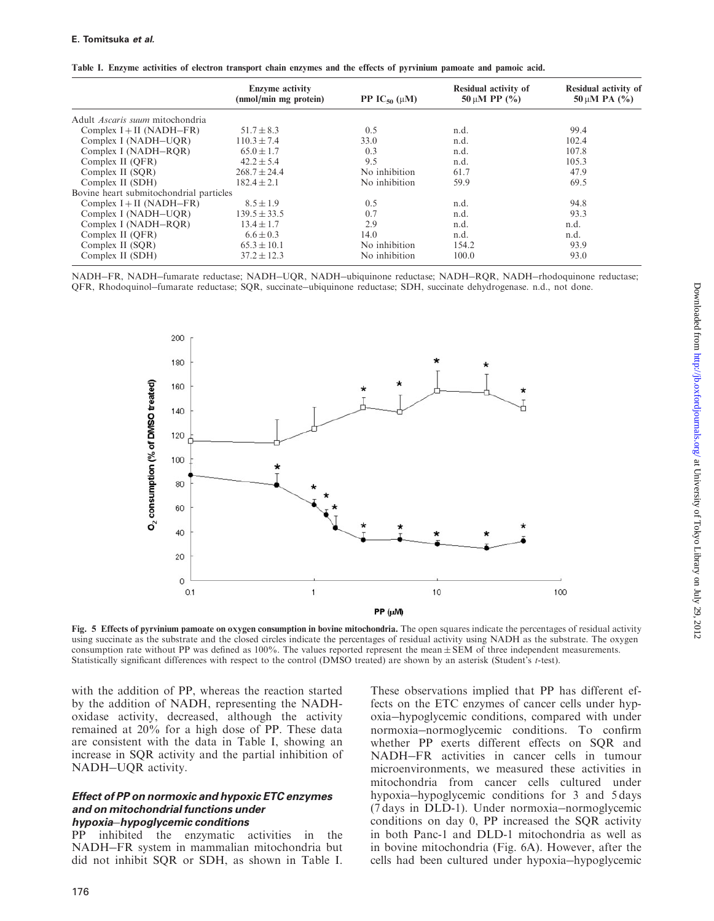Table I. Enzyme activities of electron transport chain enzymes and the effects of pyrvinium pamoate and pamoic acid.

| | Enzyme activity (nmol/min mg protein) | PP $IC_{50}$ (μM) | Residual activity of 50 μM PP (%) | Residual activity of 50 μM PA (%) |
|---|---|---|---|---|
| Adult *Ascaris suum* mitochondria | | | | |
| Complex I + II (NADH–FR) | 51.7 ± 8.3 | 0.5 | n.d. | 99.4 |
| Complex I (NADH–UQR) | 110.3 ± 7.4 | 33.0 | n.d. | 102.4 |
| Complex I (NADH–RQR) | 65.0 ± 1.7 | 0.3 | n.d. | 107.8 |
| Complex II (QFR) | 42.2 ± 5.4 | 9.5 | n.d. | 105.3 |
| Complex II (SQR) | 268.7 ± 24.4 | No inhibition | 61.7 | 47.9 |
| Complex II (SDH) | 182.4 ± 2.1 | No inhibition | 59.9 | 69.5 |
| Bovine heart submitochondrial particles | | | | |
| Complex I + II (NADH–FR) | 8.5 ± 1.9 | 0.5 | n.d. | 94.8 |
| Complex I (NADH–UQR) | 139.5 ± 33.5 | 0.7 | n.d. | 93.3 |
| Complex I (NADH–RQR) | 13.4 ± 1.7 | 2.9 | n.d. | n.d. |
| Complex II (QFR) | 6.6 ± 0.3 | 14.0 | n.d. | n.d. |
| Complex II (SQR) | 65.3 ± 10.1 | No inhibition | 154.2 | 93.9 |
| Complex II (SDH) | 37.2 ± 12.3 | No inhibition | 100.0 | 93.0 |

NADH–FR, NADH–fumarate reductase; NADH–UQR, NADH–ubiquinone reductase; NADH–RQR, NADH–rhodoquinone reductase; QFR, Rhodoquinol–fumarate reductase; SQR, succinate–ubiquinone reductase; SDH, succinate dehydrogenase. n.d., not done.

**Fig. 5 Effects of pyrvinium pamoate on oxygen consumption in bovine mitochondria.** The open squares indicate the percentages of residual activity using succinate as the substrate and the closed circles indicate the percentages of residual activity using NADH as the substrate. The oxygen consumption rate without PP was defined as 100%. The values reported represent the mean ± SEM of three independent measurements. Statistically significant differences with respect to the control (DMSO treated) are shown by an asterisk (Student's *t*-test).

with the addition of PP, whereas the reaction started by the addition of NADH, representing the NADH-oxidase activity, decreased, although the activity remained at 20% for a high dose of PP. These data are consistent with the data in Table I, showing an increase in SQR activity and the partial inhibition of NADH–UQR activity.

### Effect of PP on normoxic and hypoxic ETC enzymes and on mitochondrial functions under hypoxia–hypoglycemic conditions

PP inhibited the enzymatic activities in the NADH–FR system in mammalian mitochondria but did not inhibit SQR or SDH, as shown in Table I. These observations implied that PP has different effects on the ETC enzymes of cancer cells under hypoxia–hypoglycemic conditions, compared with under normoxia–normoglycemic conditions. To confirm whether PP exerts different effects on SQR and NADH–FR activities in cancer cells in tumour microenvironments, we measured these activities in mitochondria from cancer cells cultured under hypoxia–hypoglycemic conditions for 3 and 5 days (7 days in DLD-1). Under normoxia–normoglycemic conditions on day 0, PP increased the SQR activity in both Panc-1 and DLD-1 mitochondria as well as in bovine mitochondria (Fig. 6A). However, after the cells had been cultured under hypoxia–hypoglycemic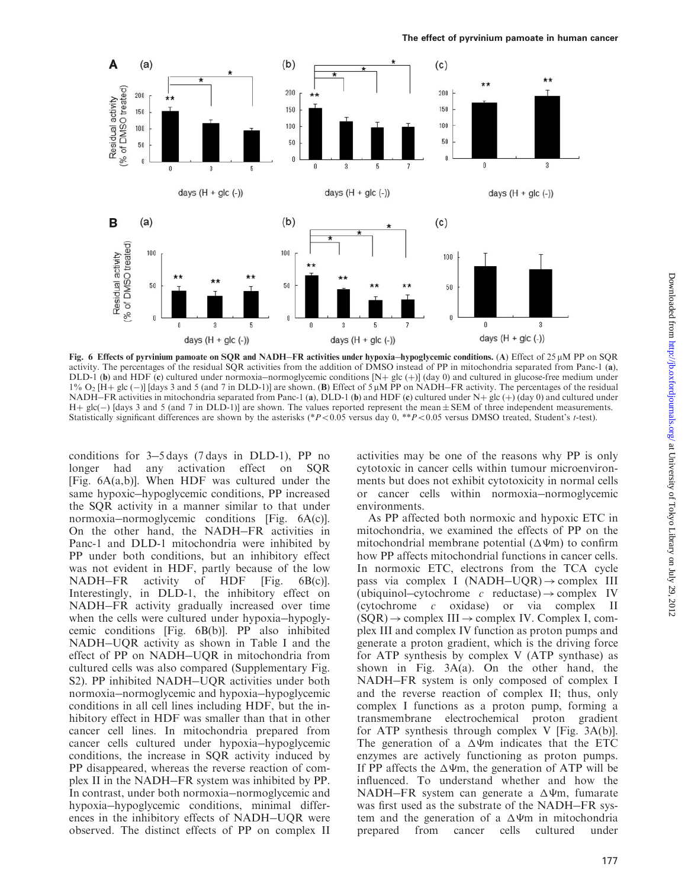A (a) (b) (c)

Residual activity (% of DMSO treated)

200 150 100 50 0

days (H + glc (-))

B (a) (b) (c)

Residual activity (% of DMSO treated)

100 50 0

days (H + glc (-))

**Fig. 6 Effects of pyrvinium pamoate on SQR and NADH–FR activities under hypoxia–hypoglycemic conditions.** (**A**) Effect of 25 μM PP on SQR activity. The percentages of the residual SQR activities from the addition of DMSO instead of PP in mitochondria separated from Panc-1 (**a**), DLD-1 (**b**) and HDF (**c**) cultured under normoxia–normoglycemic conditions [N+ glc (+)] (day 0) and cultured in glucose-free medium under 1% $O_2$ [H+ glc (−)] [days 3 and 5 (and 7 in DLD-1)] are shown. (**B**) Effect of 5 μM PP on NADH–FR activity. The percentages of the residual NADH–FR activities in mitochondria separated from Panc-1 (**a**), DLD-1 (**b**) and HDF (**c**) cultured under N+ glc (+) (day 0) and cultured under H+ glc(−) [days 3 and 5 (and 7 in DLD-1)] are shown. The values reported represent the mean ± SEM of three independent measurements. Statistically significant differences are shown by the asterisks (*$P < 0.05$ versus day 0, **$P < 0.05$ versus DMSO treated, Student's *t*-test).

conditions for 3–5 days (7 days in DLD-1), PP no longer had any activation effect on SQR [Fig. 6A(a,b)]. When HDF was cultured under the same hypoxic–hypoglycemic conditions, PP increased the SQR activity in a manner similar to that under normoxia–normoglycemic conditions [Fig. 6A(c)]. On the other hand, the NADH–FR activities in Panc-1 and DLD-1 mitochondria were inhibited by PP under both conditions, but an inhibitory effect was not evident in HDF, partly because of the low NADH–FR activity of HDF [Fig. 6B(c)]. Interestingly, in DLD-1, the inhibitory effect on NADH–FR activity gradually increased over time when the cells were cultured under hypoxia–hypoglycemic conditions [Fig. 6B(b)]. PP also inhibited NADH–UQR activity as shown in Table I and the effect of PP on NADH–UQR in mitochondria from cultured cells was also compared (Supplementary Fig. S2). PP inhibited NADH–UQR activities under both normoxia–normoglycemic and hypoxia–hypoglycemic conditions in all cell lines including HDF, but the inhibitory effect in HDF was smaller than that in other cancer cell lines. In mitochondria prepared from cancer cells cultured under hypoxia–hypoglycemic conditions, the increase in SQR activity induced by PP disappeared, whereas the reverse reaction of complex II in the NADH–FR system was inhibited by PP. In contrast, under both normoxia–normoglycemic and hypoxia–hypoglycemic conditions, minimal differences in the inhibitory effects of NADH–UQR were observed. The distinct effects of PP on complex II activities may be one of the reasons why PP is only cytotoxic in cancer cells within tumour microenvironments but does not exhibit cytotoxicity in normal cells or cancer cells within normoxia–normoglycemic environments.

As PP affected both normoxic and hypoxic ETC in mitochondria, we examined the effects of PP on the mitochondrial membrane potential (ΔΨm) to confirm how PP affects mitochondrial functions in cancer cells. In normoxic ETC, electrons from the TCA cycle pass via complex I (NADH–UQR) → complex III (ubiquinol–cytochrome *c* reductase) → complex IV (cytochrome *c* oxidase) or via complex II (SQR) → complex III → complex IV. Complex I, complex III and complex IV function as proton pumps and generate a proton gradient, which is the driving force for ATP synthesis by complex V (ATP synthase) as shown in Fig. 3A(a). On the other hand, the NADH–FR system is only composed of complex I and the reverse reaction of complex II; thus, only complex I functions as a proton pump, forming a transmembrane electrochemical proton gradient for ATP synthesis through complex V [Fig. 3A(b)]. The generation of a ΔΨm indicates that the ETC enzymes are actively functioning as proton pumps. If PP affects the ΔΨm, the generation of ATP will be influenced. To understand whether and how the NADH–FR system can generate a ΔΨm, fumarate was first used as the substrate of the NADH–FR system and the generation of a ΔΨm in mitochondria prepared from cancer cells cultured under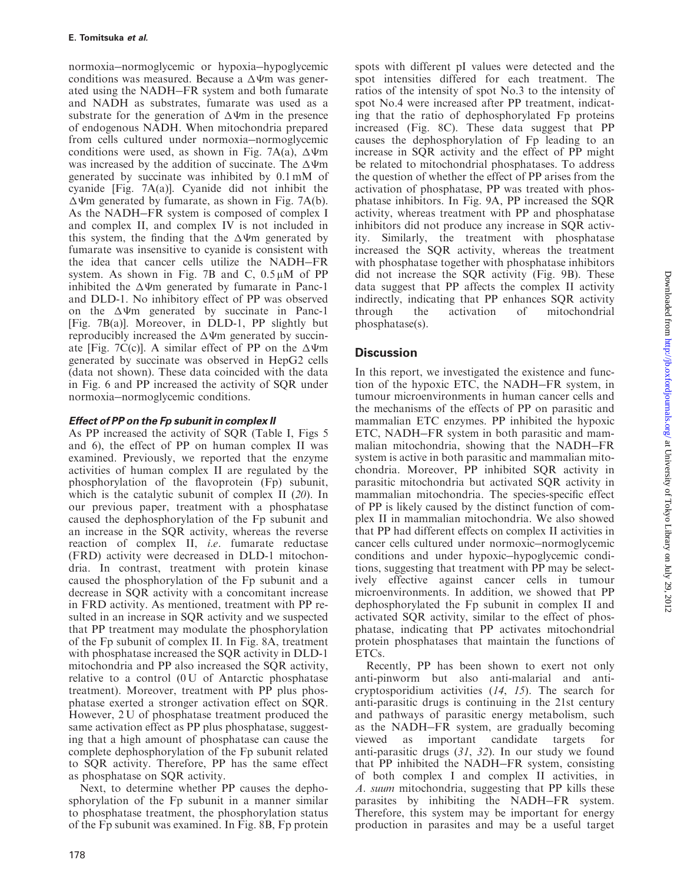normoxia–normoglycemic or hypoxia–hypoglycemic conditions was measured. Because a $\Delta\Psi$m was generated using the NADH–FR system and both fumarate and NADH as substrates, fumarate was used as a substrate for the generation of $\Delta\Psi$m in the presence of endogenous NADH. When mitochondria prepared from cells cultured under normoxia–normoglycemic conditions were used, as shown in Fig. 7A(a), $\Delta\Psi$m was increased by the addition of succinate. The $\Delta\Psi$m generated by succinate was inhibited by 0.1 mM of cyanide [Fig. 7A(a)]. Cyanide did not inhibit the $\Delta\Psi$m generated by fumarate, as shown in Fig. 7A(b). As the NADH–FR system is composed of complex I and complex II, and complex IV is not included in this system, the finding that the $\Delta\Psi$m generated by fumarate was insensitive to cyanide is consistent with the idea that cancer cells utilize the NADH–FR system. As shown in Fig. 7B and C, 0.5 μM of PP inhibited the $\Delta\Psi$m generated by fumarate in Panc-1 and DLD-1. No inhibitory effect of PP was observed on the $\Delta\Psi$m generated by succinate in Panc-1 [Fig. 7B(a)]. Moreover, in DLD-1, PP slightly but reproducibly increased the $\Delta\Psi$m generated by succinate [Fig. 7C(c)]. A similar effect of PP on the $\Delta\Psi$m generated by succinate was observed in HepG2 cells (data not shown). These data coincided with the data in Fig. 6 and PP increased the activity of SQR under normoxia–normoglycemic conditions.

### Effect of PP on the Fp subunit in complex II

As PP increased the activity of SQR (Table I, Figs 5 and 6), the effect of PP on human complex II was examined. Previously, we reported that the enzyme activities of human complex II are regulated by the phosphorylation of the flavoprotein (Fp) subunit, which is the catalytic subunit of complex II (*20*). In our previous paper, treatment with a phosphatase caused the dephosphorylation of the Fp subunit and an increase in the SQR activity, whereas the reverse reaction of complex II, *i.e*. fumarate reductase (FRD) activity were decreased in DLD-1 mitochondria. In contrast, treatment with protein kinase caused the phosphorylation of the Fp subunit and a decrease in SQR activity with a concomitant increase in FRD activity. As mentioned, treatment with PP resulted in an increase in SQR activity and we suspected that PP treatment may modulate the phosphorylation of the Fp subunit of complex II. In Fig. 8A, treatment with phosphatase increased the SQR activity in DLD-1 mitochondria and PP also increased the SQR activity, relative to a control (0 U of Antarctic phosphatase treatment). Moreover, treatment with PP plus phosphatase exerted a stronger activation effect on SQR. However, 2 U of phosphatase treatment produced the same activation effect as PP plus phosphatase, suggesting that a high amount of phosphatase can cause the complete dephosphorylation of the Fp subunit related to SQR activity. Therefore, PP has the same effect as phosphatase on SQR activity.

Next, to determine whether PP causes the dephosphorylation of the Fp subunit in a manner similar to phosphatase treatment, the phosphorylation status of the Fp subunit was examined. In Fig. 8B, Fp protein spots with different pI values were detected and the spot intensities differed for each treatment. The ratios of the intensity of spot No.3 to the intensity of spot No.4 were increased after PP treatment, indicating that the ratio of dephosphorylated Fp proteins increased (Fig. 8C). These data suggest that PP causes the dephosphorylation of Fp leading to an increase in SQR activity and the effect of PP might be related to mitochondrial phosphatases. To address the question of whether the effect of PP arises from the activation of phosphatase, PP was treated with phosphatase inhibitors. In Fig. 9A, PP increased the SQR activity, whereas treatment with PP and phosphatase inhibitors did not produce any increase in SQR activity. Similarly, the treatment with phosphatase increased the SQR activity, whereas the treatment with phosphatase together with phosphatase inhibitors did not increase the SQR activity (Fig. 9B). These data suggest that PP affects the complex II activity indirectly, indicating that PP enhances SQR activity through the activation of mitochondrial phosphatase(s).

## Discussion

In this report, we investigated the existence and function of the hypoxic ETC, the NADH–FR system, in tumour microenvironments in human cancer cells and the mechanisms of the effects of PP on parasitic and mammalian ETC enzymes. PP inhibited the hypoxic ETC, NADH–FR system in both parasitic and mammalian mitochondria, showing that the NADH–FR system is active in both parasitic and mammalian mitochondria. Moreover, PP inhibited SQR activity in parasitic mitochondria but activated SQR activity in mammalian mitochondria. The species-specific effect of PP is likely caused by the distinct function of complex II in mammalian mitochondria. We also showed that PP had different effects on complex II activities in cancer cells cultured under normoxic–normoglycemic conditions and under hypoxic–hypoglycemic conditions, suggesting that treatment with PP may be selectively effective against cancer cells in tumour microenvironments. In addition, we showed that PP dephosphorylated the Fp subunit in complex II and activated SQR activity, similar to the effect of phosphatase, indicating that PP activates mitochondrial protein phosphatases that maintain the functions of ETCs.

Recently, PP has been shown to exert not only anti-pinworm but also anti-malarial and anti-cryptosporidium activities (*14*, *15*). The search for anti-parasitic drugs is continuing in the 21st century and pathways of parasitic energy metabolism, such as the NADH–FR system, are gradually becoming viewed as important candidate targets for anti-parasitic drugs (*31*, *32*). In our study we found that PP inhibited the NADH–FR system, consisting of both complex I and complex II activities, in *A. suum* mitochondria, suggesting that PP kills these parasites by inhibiting the NADH–FR system. Therefore, this system may be important for energy production in parasites and may be a useful target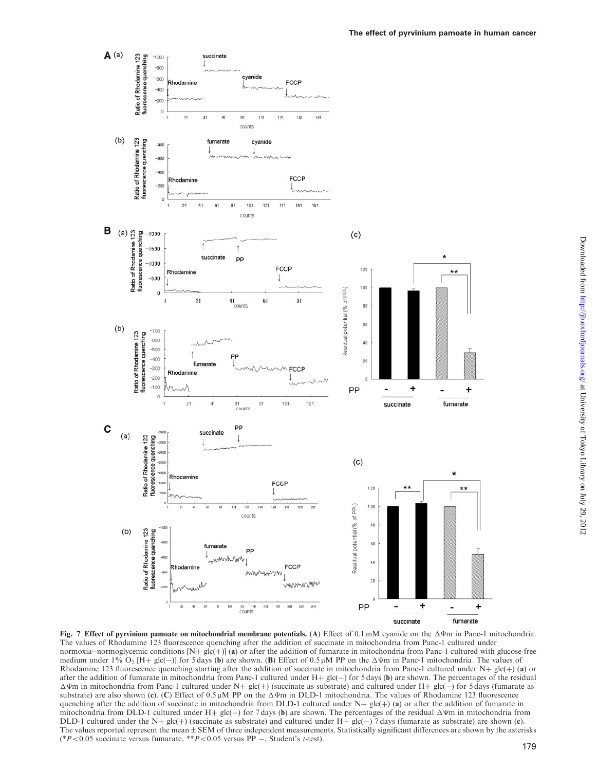**Fig. 7 Effect of pyrvinium pamoate on mitochondrial membrane potentials.** (**A**) Effect of 0.1 mM cyanide on the $\Delta\Psi$m in Panc-1 mitochondria. The values of Rhodamine 123 fluorescence quenching after the addition of succinate in mitochondria from Panc-1 cultured under normoxia–normoglycemic conditions [N+ glc(+)] (**a**) or after the addition of fumarate in mitochondria from Panc-1 cultured with glucose-free medium under 1% $O_2$ [H+ glc(−)] for 5 days (**b**) are shown. (**B**) Effect of 0.5 μM PP on the $\Delta\Psi$m in Panc-1 mitochondria. The values of Rhodamine 123 fluorescence quenching starting after the addition of succinate in mitochondria from Panc-1 cultured under N+ glc(+) (**a**) or after the addition of fumarate in mitochondria from Panc-1 cultured under H+ glc(−) for 5 days (**b**) are shown. The percentages of the residual $\Delta\Psi$m in mitochondria from Panc-1 cultured under N+ glc(+) (succinate as substrate) and cultured under H+ glc(−) for 5 days (fumarate as substrate) are also shown (**c**). (**C**) Effect of 0.5 μM PP on the $\Delta\Psi$m in DLD-1 mitochondria. The values of Rhodamine 123 fluorescence quenching after the addition of succinate in mitochondria from DLD-1 cultured under N+ glc(+) (**a**) or after the addition of fumarate in mitochondria from DLD-1 cultured under H+ glc(−) for 7 days (**b**) are shown. The percentages of the residual $\Delta\Psi$m in mitochondria from DLD-1 cultured under the N+ glc(+) (succinate as substrate) and cultured under H+ glc(−) 7 days (fumarate as substrate) are shown (**c**). The values reported represent the mean ± SEM of three independent measurements. Statistically significant differences are shown by the asterisks (*$P < 0.05$ succinate versus fumarate, **$P < 0.05$ versus PP −, Student's *t*-test).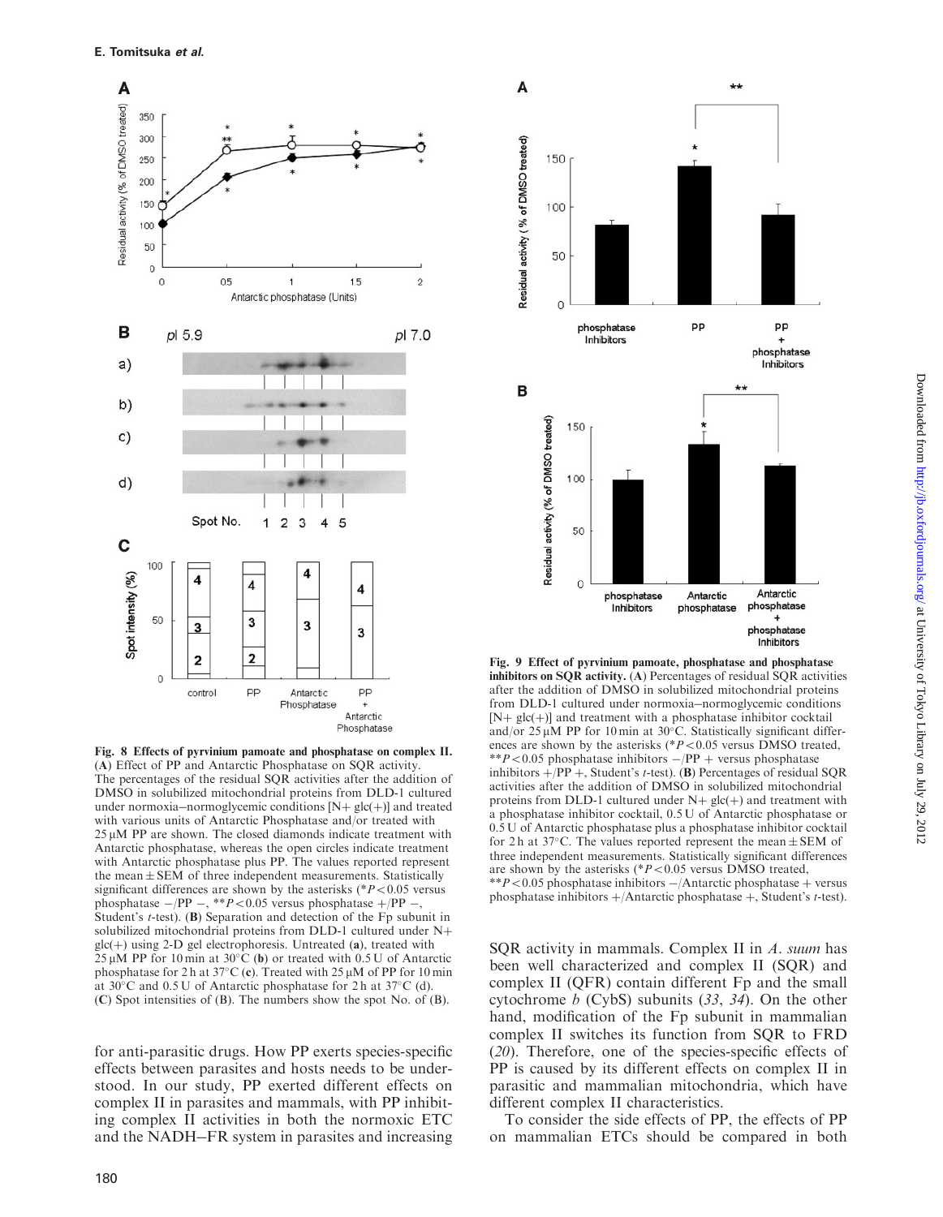**Fig. 8 Effects of pyrvinium pamoate and phosphatase on complex II.** (**A**) Effect of PP and Antarctic Phosphatase on SQR activity. The percentages of the residual SQR activities after the addition of DMSO in solubilized mitochondrial proteins from DLD-1 cultured under normoxia–normoglycemic conditions [N+ glc(+)] and treated with various units of Antarctic Phosphatase and/or treated with 25 μM PP are shown. The closed diamonds indicate treatment with Antarctic phosphatase, whereas the open circles indicate treatment with Antarctic phosphatase plus PP. The values reported represent the mean ± SEM of three independent measurements. Statistically significant differences are shown by the asterisks (*$P < 0.05$ versus phosphatase −/PP −, **$P < 0.05$ versus phosphatase +/PP −, Student's *t*-test). (**B**) Separation and detection of the Fp subunit in solubilized mitochondrial proteins from DLD-1 cultured under N+ glc(+) using 2-D gel electrophoresis. Untreated (**a**), treated with 25 μM PP for 10 min at 30°C (**b**) or treated with 0.5 U of Antarctic phosphatase for 2 h at 37°C (**c**). Treated with 25 μM of PP for 10 min at 30°C and 0.5 U of Antarctic phosphatase for 2 h at 37°C (d). (**C**) Spot intensities of (B). The numbers show the spot No. of (B).

**Fig. 9 Effect of pyrvinium pamoate, phosphatase and phosphatase inhibitors on SQR activity.** (**A**) Percentages of residual SQR activities after the addition of DMSO in solubilized mitochondrial proteins from DLD-1 cultured under normoxia–normoglycemic conditions [N+ glc(+)] and treatment with a phosphatase inhibitor cocktail and/or 25 μM PP for 10 min at 30°C. Statistically significant differences are shown by the asterisks (*$P < 0.05$ versus DMSO treated, **$P < 0.05$ phosphatase inhibitors −/PP + versus phosphatase inhibitors +/PP +, Student's *t*-test). (**B**) Percentages of residual SQR activities after the addition of DMSO in solubilized mitochondrial proteins from DLD-1 cultured under N+ glc(+) and treatment with a phosphatase inhibitor cocktail, 0.5 U of Antarctic phosphatase or 0.5 U of Antarctic phosphatase plus a phosphatase inhibitor cocktail for 2 h at 37°C. The values reported represent the mean ± SEM of three independent measurements. Statistically significant differences are shown by the asterisks (*$P < 0.05$ versus DMSO treated, **$P < 0.05$ phosphatase inhibitors −/Antarctic phosphatase + versus phosphatase inhibitors +/Antarctic phosphatase +, Student's *t*-test).

for anti-parasitic drugs. How PP exerts species-specific effects between parasites and hosts needs to be understood. In our study, PP exerted different effects on complex II in parasites and mammals, with PP inhibiting complex II activities in both the normoxic ETC and the NADH–FR system in parasites and increasing SQR activity in mammals. Complex II in *A. suum* has been well characterized and complex II (SQR) and complex II (QFR) contain different Fp and the small cytochrome *b* (CybS) subunits (*33*, *34*). On the other hand, modification of the Fp subunit in mammalian complex II switches its function from SQR to FRD (*20*). Therefore, one of the species-specific effects of PP is caused by its different effects on complex II in parasitic and mammalian mitochondria, which have different complex II characteristics.

To consider the side effects of PP, the effects of PP on mammalian ETCs should be compared in both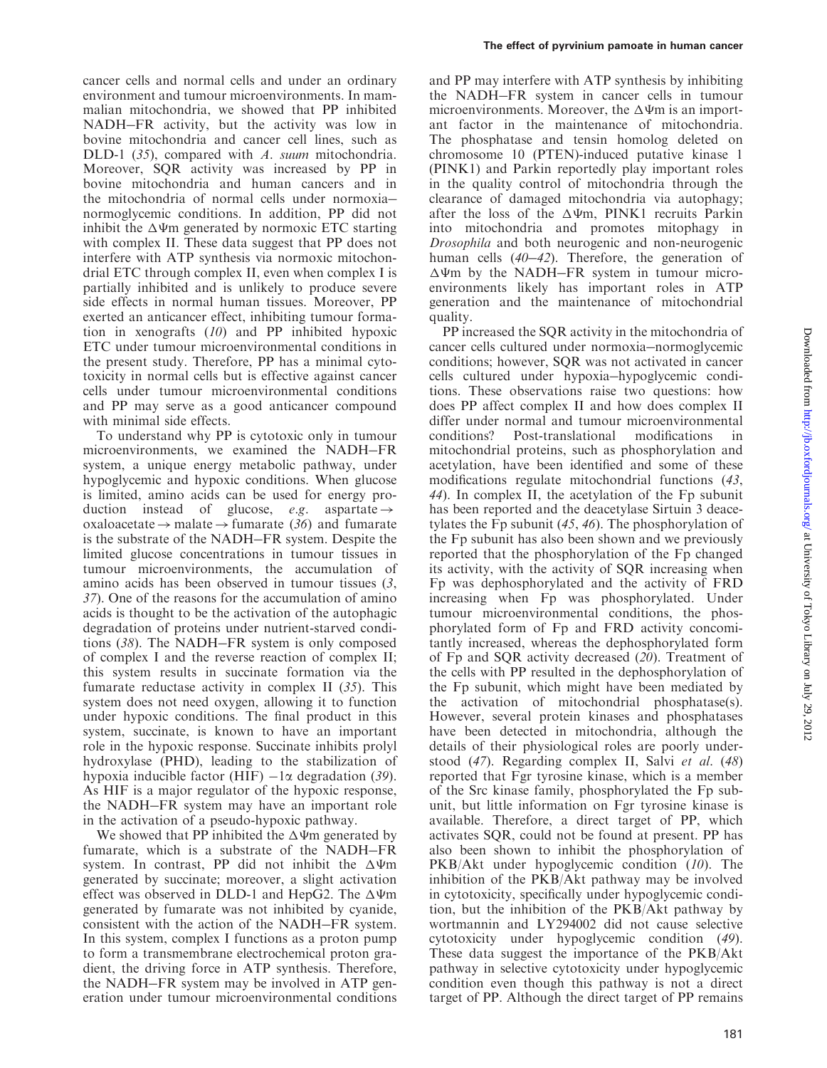cancer cells and normal cells and under an ordinary environment and tumour microenvironments. In mammalian mitochondria, we showed that PP inhibited NADH–FR activity, but the activity was low in bovine mitochondria and cancer cell lines, such as DLD-1 (35), compared with *A. suum* mitochondria. Moreover, SQR activity was increased by PP in bovine mitochondria and human cancers and in the mitochondria of normal cells under normoxia–normoglycemic conditions. In addition, PP did not inhibit the $\Delta\Psi$m generated by normoxic ETC starting with complex II. These data suggest that PP does not interfere with ATP synthesis via normoxic mitochondrial ETC through complex II, even when complex I is partially inhibited and is unlikely to produce severe side effects in normal human tissues. Moreover, PP exerted an anticancer effect, inhibiting tumour formation in xenografts (10) and PP inhibited hypoxic ETC under tumour microenvironmental conditions in the present study. Therefore, PP has a minimal cytotoxicity in normal cells but is effective against cancer cells under tumour microenvironmental conditions and PP may serve as a good anticancer compound with minimal side effects.

To understand why PP is cytotoxic only in tumour microenvironments, we examined the NADH–FR system, a unique energy metabolic pathway, under hypoglycemic and hypoxic conditions. When glucose is limited, amino acids can be used for energy production instead of glucose, *e.g.* aspartate → oxaloacetate → malate → fumarate (36) and fumarate is the substrate of the NADH–FR system. Despite the limited glucose concentrations in tumour tissues in tumour microenvironments, the accumulation of amino acids has been observed in tumour tissues (3, 37). One of the reasons for the accumulation of amino acids is thought to be the activation of the autophagic degradation of proteins under nutrient-starved conditions (38). The NADH–FR system is only composed of complex I and the reverse reaction of complex II; this system results in succinate formation via the fumarate reductase activity in complex II (35). This system does not need oxygen, allowing it to function under hypoxic conditions. The final product in this system, succinate, is known to have an important role in the hypoxic response. Succinate inhibits prolyl hydroxylase (PHD), leading to the stabilization of hypoxia inducible factor (HIF) $-1\alpha$ degradation (39). As HIF is a major regulator of the hypoxic response, the NADH–FR system may have an important role in the activation of a pseudo-hypoxic pathway.

We showed that PP inhibited the $\Delta\Psi$m generated by fumarate, which is a substrate of the NADH–FR system. In contrast, PP did not inhibit the $\Delta\Psi$m generated by succinate; moreover, a slight activation effect was observed in DLD-1 and HepG2. The $\Delta\Psi$m generated by fumarate was not inhibited by cyanide, consistent with the action of the NADH–FR system. In this system, complex I functions as a proton pump to form a transmembrane electrochemical proton gradient, the driving force in ATP synthesis. Therefore, the NADH–FR system may be involved in ATP generation under tumour microenvironmental conditions and PP may interfere with ATP synthesis by inhibiting the NADH–FR system in cancer cells in tumour microenvironments. Moreover, the $\Delta\Psi$m is an important factor in the maintenance of mitochondria. The phosphatase and tensin homolog deleted on chromosome 10 (PTEN)-induced putative kinase 1 (PINK1) and Parkin reportedly play important roles in the quality control of mitochondria through the clearance of damaged mitochondria via autophagy; after the loss of the $\Delta\Psi$m, PINK1 recruits Parkin into mitochondria and promotes mitophagy in *Drosophila* and both neurogenic and non-neurogenic human cells (40–42). Therefore, the generation of $\Delta\Psi$m by the NADH–FR system in tumour microenvironments likely has important roles in ATP generation and the maintenance of mitochondrial quality.

PP increased the SQR activity in the mitochondria of cancer cells cultured under normoxia–normoglycemic conditions; however, SQR was not activated in cancer cells cultured under hypoxia–hypoglycemic conditions. These observations raise two questions: how does PP affect complex II and how does complex II differ under normal and tumour microenvironmental conditions? Post-translational modifications in mitochondrial proteins, such as phosphorylation and acetylation, have been identified and some of these modifications regulate mitochondrial functions (43, 44). In complex II, the acetylation of the Fp subunit has been reported and the deacetylase Sirtuin 3 deacetylates the Fp subunit (45, 46). The phosphorylation of the Fp subunit has also been shown and we previously reported that the phosphorylation of the Fp changed its activity, with the activity of SQR increasing when Fp was dephosphorylated and the activity of FRD increasing when Fp was phosphorylated. Under tumour microenvironmental conditions, the phosphorylated form of Fp and FRD activity concomitantly increased, whereas the dephosphorylated form of Fp and SQR activity decreased (20). Treatment of the cells with PP resulted in the dephosphorylation of the Fp subunit, which might have been mediated by the activation of mitochondrial phosphatase(s). However, several protein kinases and phosphatases have been detected in mitochondria, although the details of their physiological roles are poorly understood (47). Regarding complex II, Salvi *et al.* (48) reported that Fgr tyrosine kinase, which is a member of the Src kinase family, phosphorylated the Fp subunit, but little information on Fgr tyrosine kinase is available. Therefore, a direct target of PP, which activates SQR, could not be found at present. PP has also been shown to inhibit the phosphorylation of PKB/Akt under hypoglycemic condition (10). The inhibition of the PKB/Akt pathway may be involved in cytotoxicity, specifically under hypoglycemic condition, but the inhibition of the PKB/Akt pathway by wortmannin and LY294002 did not cause selective cytotoxicity under hypoglycemic condition (49). These data suggest the importance of the PKB/Akt pathway in selective cytotoxicity under hypoglycemic condition even though this pathway is not a direct target of PP. Although the direct target of PP remains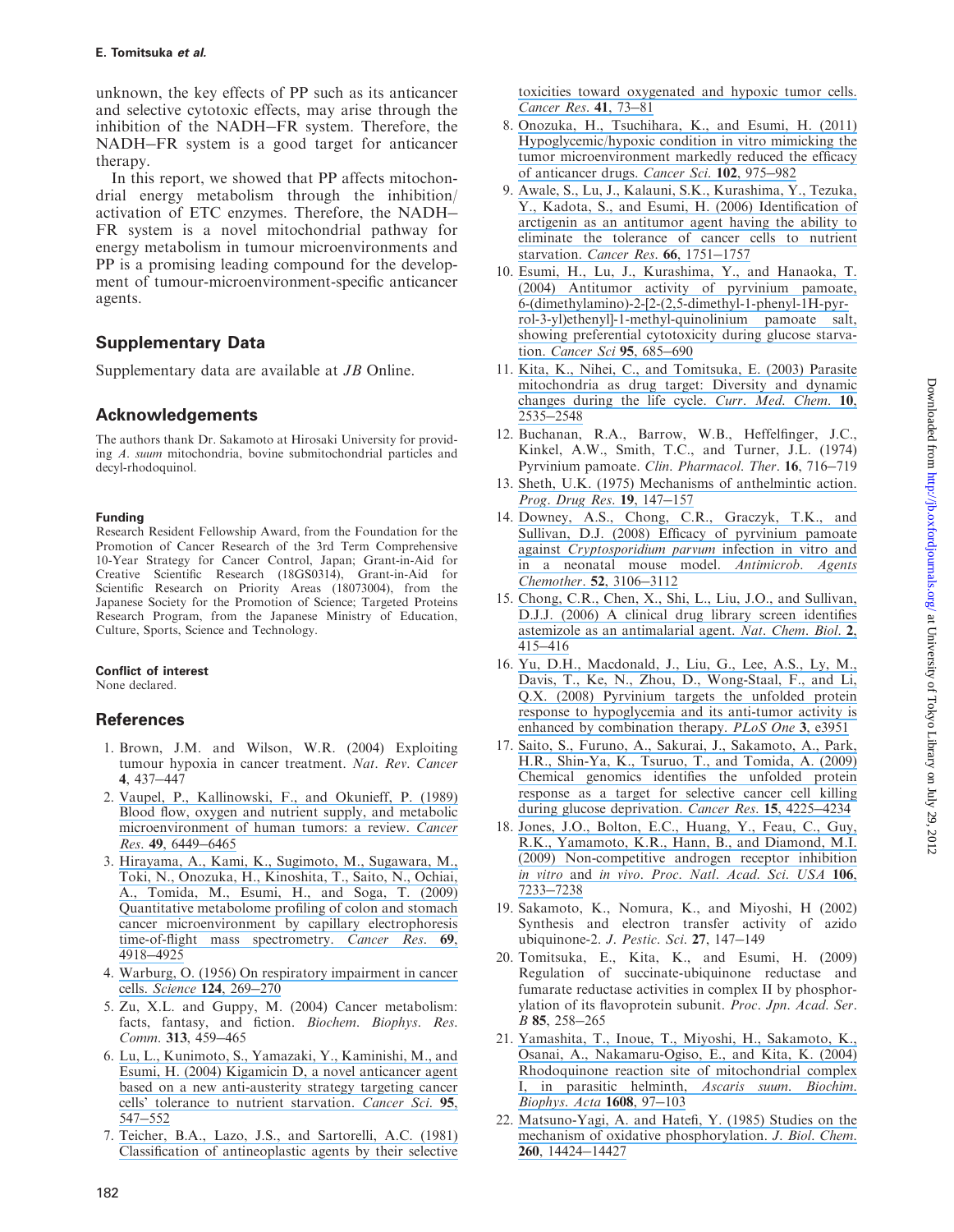unknown, the key effects of PP such as its anticancer and selective cytotoxic effects, may arise through the inhibition of the NADH–FR system. Therefore, the NADH–FR system is a good target for anticancer therapy.

In this report, we showed that PP affects mitochondrial energy metabolism through the inhibition/activation of ETC enzymes. Therefore, the NADH–FR system is a novel mitochondrial pathway for energy metabolism in tumour microenvironments and PP is a promising leading compound for the development of tumour-microenvironment-specific anticancer agents.

## Supplementary Data

Supplementary data are available at *JB* Online.

## Acknowledgements

The authors thank Dr. Sakamoto at Hirosaki University for providing *A. suum* mitochondria, bovine submitochondrial particles and decyl-rhodoquinol.

### Funding

Research Resident Fellowship Award, from the Foundation for the Promotion of Cancer Research of the 3rd Term Comprehensive 10-Year Strategy for Cancer Control, Japan; Grant-in-Aid for Creative Scientific Research (18GS0314), Grant-in-Aid for Scientific Research on Priority Areas (18073004), from the Japanese Society for the Promotion of Science; Targeted Proteins Research Program, from the Japanese Ministry of Education, Culture, Sports, Science and Technology.

### Conflict of interest

None declared.

## References

1. Brown, J.M. and Wilson, W.R. (2004) Exploiting tumour hypoxia in cancer treatment. *Nat. Rev. Cancer* **4**, 437–447
2. Vaupel, P., Kallinowski, F., and Okunieff, P. (1989) Blood flow, oxygen and nutrient supply, and metabolic microenvironment of human tumors: a review. *Cancer Res.* **49**, 6449–6465
3. Hirayama, A., Kami, K., Sugimoto, M., Sugawara, M., Toki, N., Onozuka, H., Kinoshita, T., Saito, N., Ochiai, A., Tomida, M., Esumi, H., and Soga, T. (2009) Quantitative metabolome profiling of colon and stomach cancer microenvironment by capillary electrophoresis time-of-flight mass spectrometry. *Cancer Res.* **69**, 4918–4925
4. Warburg, O. (1956) On respiratory impairment in cancer cells. *Science* **124**, 269–270
5. Zu, X.L. and Guppy, M. (2004) Cancer metabolism: facts, fantasy, and fiction. *Biochem. Biophys. Res. Comm.* **313**, 459–465
6. Lu, L., Kunimoto, S., Yamazaki, Y., Kaminishi, M., and Esumi, H. (2004) Kigamicin D, a novel anticancer agent based on a new anti-austerity strategy targeting cancer cells' tolerance to nutrient starvation. *Cancer Sci.* **95**, 547–552
7. Teicher, B.A., Lazo, J.S., and Sartorelli, A.C. (1981) Classification of antineoplastic agents by their selective toxicities toward oxygenated and hypoxic tumor cells. *Cancer Res.* **41**, 73–81
8. Onozuka, H., Tsuchihara, K., and Esumi, H. (2011) Hypoglycemic/hypoxic condition in vitro mimicking the tumor microenvironment markedly reduced the efficacy of anticancer drugs. *Cancer Sci.* **102**, 975–982
9. Awale, S., Lu, J., Kalauni, S.K., Kurashima, Y., Tezuka, Y., Kadota, S., and Esumi, H. (2006) Identification of arctigenin as an antitumor agent having the ability to eliminate the tolerance of cancer cells to nutrient starvation. *Cancer Res.* **66**, 1751–1757
10. Esumi, H., Lu, J., Kurashima, Y., and Hanaoka, T. (2004) Antitumor activity of pyrvinium pamoate, 6-(dimethylamino)-2-[2-(2,5-dimethyl-1-phenyl-1H-pyrrol-3-yl)ethenyl]-1-methyl-quinolinium pamoate salt, showing preferential cytotoxicity during glucose starvation. *Cancer Sci* **95**, 685–690
11. Kita, K., Nihei, C., and Tomitsuka, E. (2003) Parasite mitochondria as drug target: Diversity and dynamic changes during the life cycle. *Curr. Med. Chem.* **10**, 2535–2548
12. Buchanan, R.A., Barrow, W.B., Heffelfinger, J.C., Kinkel, A.W., Smith, T.C., and Turner, J.L. (1974) Pyrvinium pamoate. *Clin. Pharmacol. Ther.* **16**, 716–719
13. Sheth, U.K. (1975) Mechanisms of anthelmintic action. *Prog. Drug Res.* **19**, 147–157
14. Downey, A.S., Chong, C.R., Graczyk, T.K., and Sullivan, D.J. (2008) Efficacy of pyrvinium pamoate against *Cryptosporidium parvum* infection in vitro and in a neonatal mouse model. *Antimicrob. Agents Chemother.* **52**, 3106–3112
15. Chong, C.R., Chen, X., Shi, L., Liu, J.O., and Sullivan, D.J.J. (2006) A clinical drug library screen identifies astemizole as an antimalarial agent. *Nat. Chem. Biol.* **2**, 415–416
16. Yu, D.H., Macdonald, J., Liu, G., Lee, A.S., Ly, M., Davis, T., Ke, N., Zhou, D., Wong-Staal, F., and Li, Q.X. (2008) Pyrvinium targets the unfolded protein response to hypoglycemia and its anti-tumor activity is enhanced by combination therapy. *PLoS One* **3**, e3951
17. Saito, S., Furuno, A., Sakurai, J., Sakamoto, A., Park, H.R., Shin-Ya, K., Tsuruo, T., and Tomida, A. (2009) Chemical genomics identifies the unfolded protein response as a target for selective cancer cell killing during glucose deprivation. *Cancer Res.* **15**, 4225–4234
18. Jones, J.O., Bolton, E.C., Huang, Y., Feau, C., Guy, R.K., Yamamoto, K.R., Hann, B., and Diamond, M.I. (2009) Non-competitive androgen receptor inhibition *in vitro* and *in vivo*. *Proc. Natl. Acad. Sci. USA* **106**, 7233–7238
19. Sakamoto, K., Nomura, K., and Miyoshi, H (2002) Synthesis and electron transfer activity of azido ubiquinone-2. *J. Pestic. Sci.* **27**, 147–149
20. Tomitsuka, E., Kita, K., and Esumi, H. (2009) Regulation of succinate-ubiquinone reductase and fumarate reductase activities in complex II by phosphorylation of its flavoprotein subunit. *Proc. Jpn. Acad. Ser. B* **85**, 258–265
21. Yamashita, T., Inoue, T., Miyoshi, H., Sakamoto, K., Osanai, A., Nakamaru-Ogiso, E., and Kita, K. (2004) Rhodoquinone reaction site of mitochondrial complex I, in parasitic helminth, *Ascaris suum*. *Biochim. Biophys. Acta* **1608**, 97–103
22. Matsuno-Yagi, A. and Hatefi, Y. (1985) Studies on the mechanism of oxidative phosphorylation. *J. Biol. Chem.* **260**, 14424–14427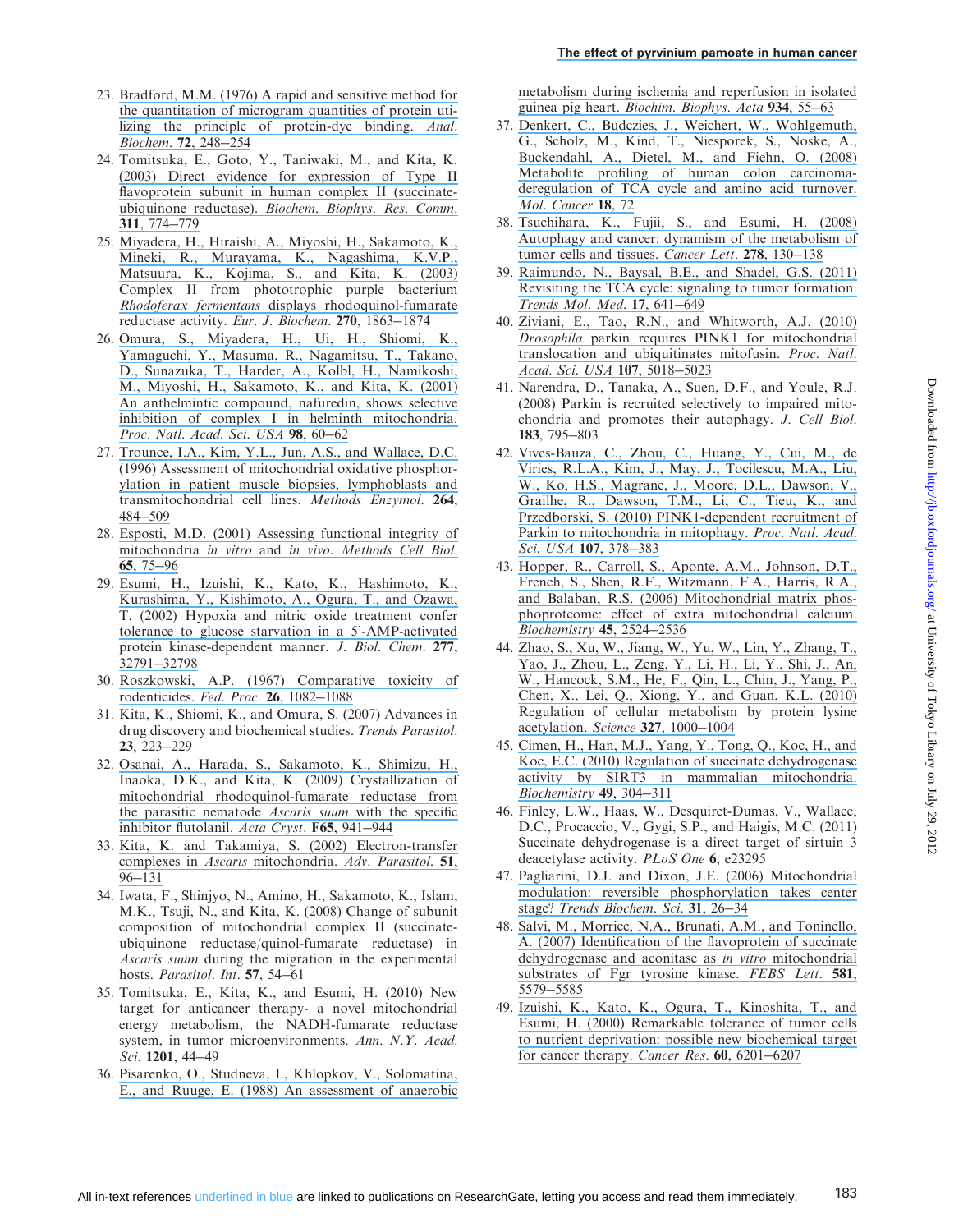23. Bradford, M.M. (1976) A rapid and sensitive method for the quantitation of microgram quantities of protein utilizing the principle of protein-dye binding. *Anal. Biochem.* **72**, 248–254
24. Tomitsuka, E., Goto, Y., Taniwaki, M., and Kita, K. (2003) Direct evidence for expression of Type II flavoprotein subunit in human complex II (succinate-ubiquinone reductase). *Biochem. Biophys. Res. Comm.* **311**, 774–779
25. Miyadera, H., Hiraishi, A., Miyoshi, H., Sakamoto, K., Mineki, R., Murayama, K., Nagashima, K.V.P., Matsuura, K., Kojima, S., and Kita, K. (2003) Complex II from phototrophic purple bacterium *Rhodoferax fermentans* displays rhodoquinol-fumarate reductase activity. *Eur. J. Biochem.* **270**, 1863–1874
26. Omura, S., Miyadera, H., Ui, H., Shiomi, K., Yamaguchi, Y., Masuma, R., Nagamitsu, T., Takano, D., Sunazuka, T., Harder, A., Kolbl, H., Namikoshi, M., Miyoshi, H., Sakamoto, K., and Kita, K. (2001) An anthelmintic compound, nafuredin, shows selective inhibition of complex I in helminth mitochondria. *Proc. Natl. Acad. Sci. USA* **98**, 60–62
27. Trounce, I.A., Kim, Y.L., Jun, A.S., and Wallace, D.C. (1996) Assessment of mitochondrial oxidative phosphorylation in patient muscle biopsies, lymphoblasts and transmitochondrial cell lines. *Methods Enzymol.* **264**, 484–509
28. Esposti, M.D. (2001) Assessing functional integrity of mitochondria *in vitro* and *in vivo*. *Methods Cell Biol.* **65**, 75–96
29. Esumi, H., Izuishi, K., Kato, K., Hashimoto, K., Kurashima, Y., Kishimoto, A., Ogura, T., and Ozawa, T. (2002) Hypoxia and nitric oxide treatment confer tolerance to glucose starvation in a 5′-AMP-activated protein kinase-dependent manner. *J. Biol. Chem.* **277**, 32791–32798
30. Roszkowski, A.P. (1967) Comparative toxicity of rodenticides. *Fed. Proc.* **26**, 1082–1088
31. Kita, K., Shiomi, K., and Omura, S. (2007) Advances in drug discovery and biochemical studies. *Trends Parasitol.* **23**, 223–229
32. Osanai, A., Harada, S., Sakamoto, K., Shimizu, H., Inaoka, D.K., and Kita, K. (2009) Crystallization of mitochondrial rhodoquinol-fumarate reductase from the parasitic nematode *Ascaris suum* with the specific inhibitor flutolanil. *Acta Cryst.* **F65**, 941–944
33. Kita, K. and Takamiya, S. (2002) Electron-transfer complexes in *Ascaris* mitochondria. *Adv. Parasitol.* **51**, 96–131
34. Iwata, F., Shinjyo, N., Amino, H., Sakamoto, K., Islam, M.K., Tsuji, N., and Kita, K. (2008) Change of subunit composition of mitochondrial complex II (succinate-ubiquinone reductase/quinol-fumarate reductase) in *Ascaris suum* during the migration in the experimental hosts. *Parasitol. Int.* **57**, 54–61
35. Tomitsuka, E., Kita, K., and Esumi, H. (2010) New target for anticancer therapy- a novel mitochondrial energy metabolism, the NADH-fumarate reductase system, in tumor microenvironments. *Ann. N.Y. Acad. Sci.* **1201**, 44–49
36. Pisarenko, O., Studneva, I., Khlopkov, V., Solomatina, E., and Ruuge, E. (1988) An assessment of anaerobic metabolism during ischemia and reperfusion in isolated guinea pig heart. *Biochim. Biophys. Acta* **934**, 55–63
37. Denkert, C., Budczies, J., Weichert, W., Wohlgemuth, G., Scholz, M., Kind, T., Niesporek, S., Noske, A., Buckendahl, A., Dietel, M., and Fiehn, O. (2008) Metabolite profiling of human colon carcinoma-deregulation of TCA cycle and amino acid turnover. *Mol. Cancer* **18**, 72
38. Tsuchihara, K., Fujii, S., and Esumi, H. (2008) Autophagy and cancer: dynamism of the metabolism of tumor cells and tissues. *Cancer Lett.* **278**, 130–138
39. Raimundo, N., Baysal, B.E., and Shadel, G.S. (2011) Revisiting the TCA cycle: signaling to tumor formation. *Trends Mol. Med.* **17**, 641–649
40. Ziviani, E., Tao, R.N., and Whitworth, A.J. (2010) *Drosophila* parkin requires PINK1 for mitochondrial translocation and ubiquitinates mitofusin. *Proc. Natl. Acad. Sci. USA* **107**, 5018–5023
41. Narendra, D., Tanaka, A., Suen, D.F., and Youle, R.J. (2008) Parkin is recruited selectively to impaired mitochondria and promotes their autophagy. *J. Cell Biol.* **183**, 795–803
42. Vives-Bauza, C., Zhou, C., Huang, Y., Cui, M., de Viries, R.L.A., Kim, J., May, J., Tocilescu, M.A., Liu, W., Ko, H.S., Magrane, J., Moore, D.L., Dawson, V., Grailhe, R., Dawson, T.M., Li, C., Tieu, K., and Przedborski, S. (2010) PINK1-dependent recruitment of Parkin to mitochondria in mitophagy. *Proc. Natl. Acad. Sci. USA* **107**, 378–383
43. Hopper, R., Carroll, S., Aponte, A.M., Johnson, D.T., French, S., Shen, R.F., Witzmann, F.A., Harris, R.A., and Balaban, R.S. (2006) Mitochondrial matrix phosphoproteome: effect of extra mitochondrial calcium. *Biochemistry* **45**, 2524–2536
44. Zhao, S., Xu, W., Jiang, W., Yu, W., Lin, Y., Zhang, T., Yao, J., Zhou, L., Zeng, Y., Li, H., Li, Y., Shi, J., An, W., Hancock, S.M., He, F., Qin, L., Chin, J., Yang, P., Chen, X., Lei, Q., Xiong, Y., and Guan, K.L. (2010) Regulation of cellular metabolism by protein lysine acetylation. *Science* **327**, 1000–1004
45. Cimen, H., Han, M.J., Yang, Y., Tong, Q., Koc, H., and Koc, E.C. (2010) Regulation of succinate dehydrogenase activity by SIRT3 in mammalian mitochondria. *Biochemistry* **49**, 304–311
46. Finley, L.W., Haas, W., Desquiret-Dumas, V., Wallace, D.C., Procaccio, V., Gygi, S.P., and Haigis, M.C. (2011) Succinate dehydrogenase is a direct target of sirtuin 3 deacetylase activity. *PLoS One* **6**, e23295
47. Pagliarini, D.J. and Dixon, J.E. (2006) Mitochondrial modulation: reversible phosphorylation takes center stage? *Trends Biochem. Sci.* **31**, 26–34
48. Salvi, M., Morrice, N.A., Brunati, A.M., and Toninello, A. (2007) Identification of the flavoprotein of succinate dehydrogenase and aconitase as *in vitro* mitochondrial substrates of Fgr tyrosine kinase. *FEBS Lett.* **581**, 5579–5585
49. Izuishi, K., Kato, K., Ogura, T., Kinoshita, T., and Esumi, H. (2000) Remarkable tolerance of tumor cells to nutrient deprivation: possible new biochemical target for cancer therapy. *Cancer Res.* **60**, 6201–6207